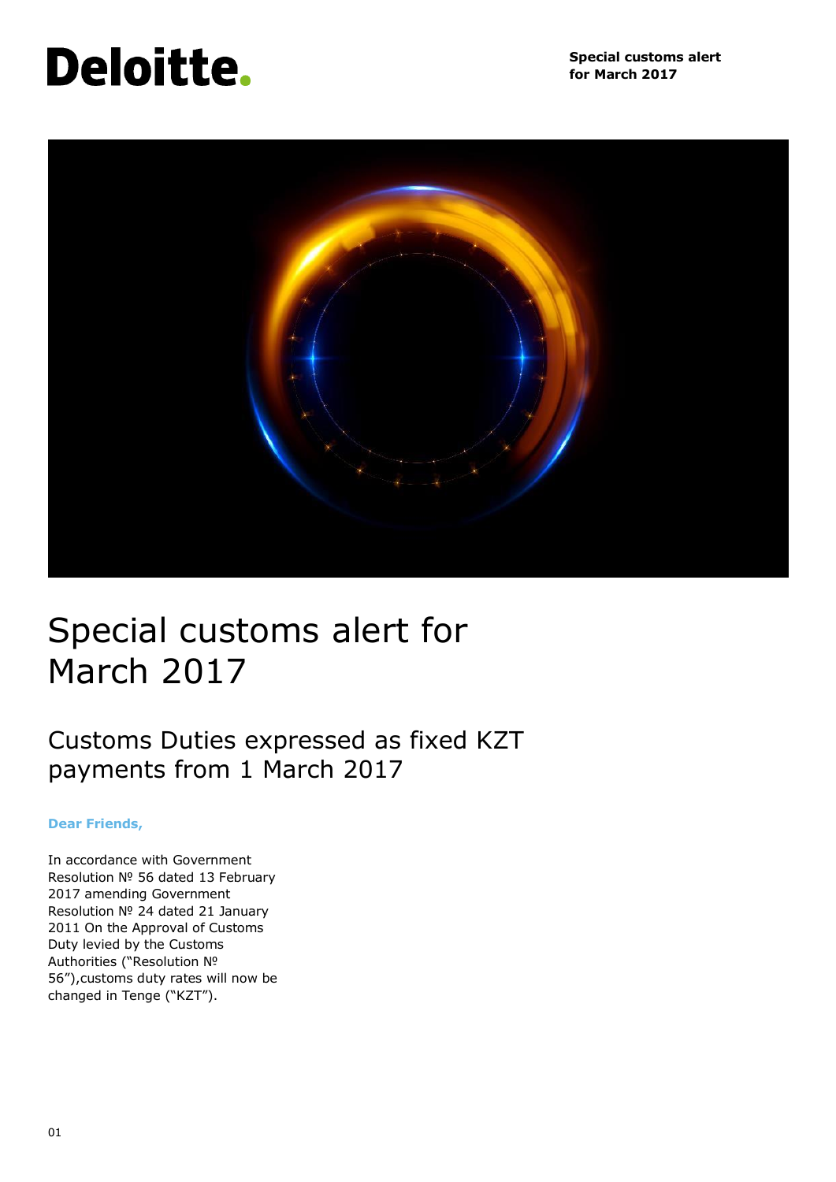# Special customs alert for March 2017

## Customs Duties expressed as fixed KZT payments from 1 March 2017

**Dear Friends,**

In accordance with Government Resolution № 56 dated 13 February 2017 amending Government Resolution № 24 dated 21 January 2011 On the Approval of Customs Duty levied by the Customs Authorities ("Resolution № 56"),customs duty rates will now be changed in Tenge ("KZT").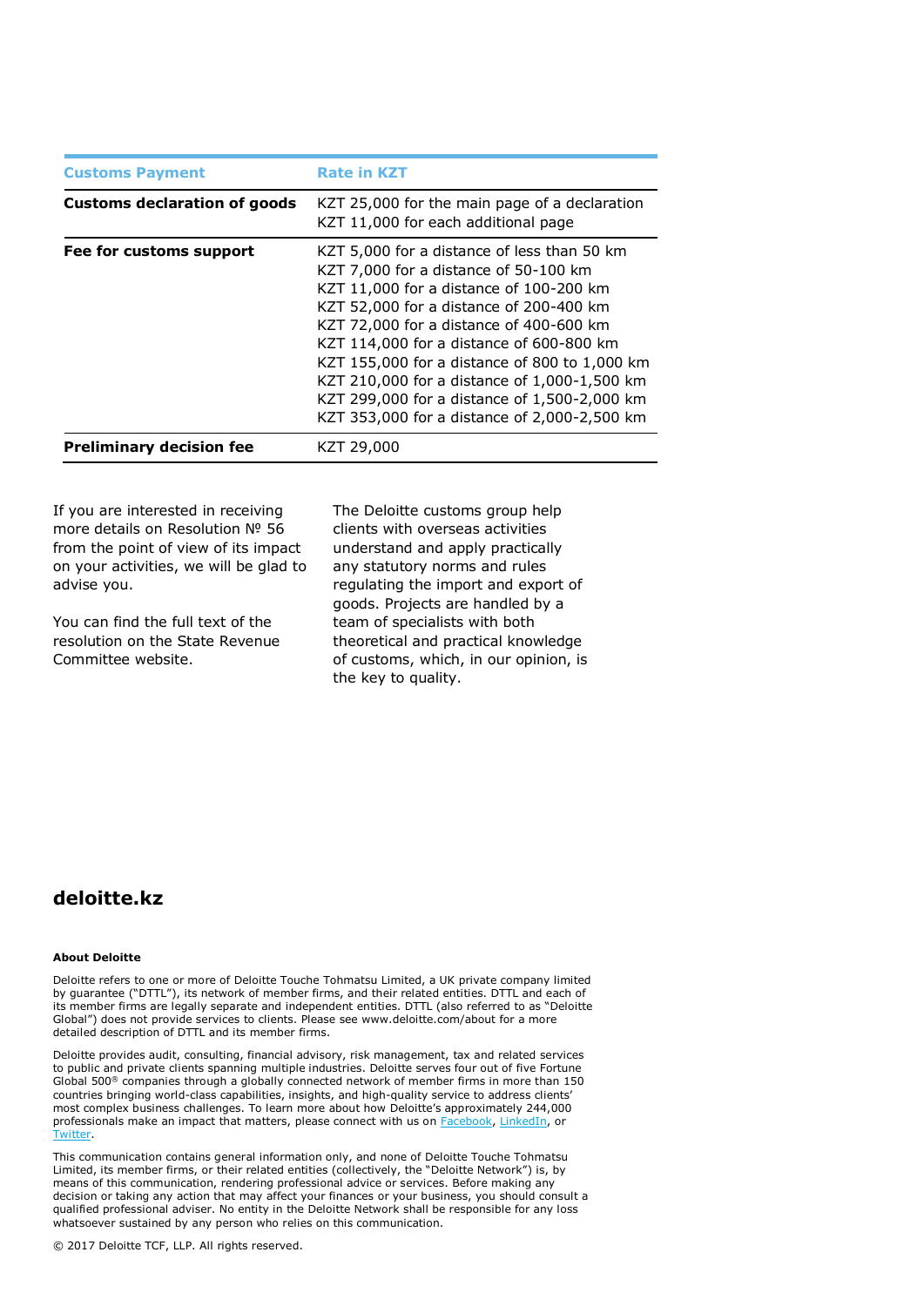| Customs Payment | Rate in KZT |
| --- | --- |
| **Customs declaration of goods** | KZT 25,000 for the main page of a declaration<br>KZT 11,000 for each additional page |
| **Fee for customs support** | KZT 5,000 for a distance of less than 50 km<br>KZT 7,000 for a distance of 50-100 km<br>KZT 11,000 for a distance of 100-200 km<br>KZT 52,000 for a distance of 200-400 km<br>KZT 72,000 for a distance of 400-600 km<br>KZT 114,000 for a distance of 600-800 km<br>KZT 155,000 for a distance of 800 to 1,000 km<br>KZT 210,000 for a distance of 1,000-1,500 km<br>KZT 299,000 for a distance of 1,500-2,000 km<br>KZT 353,000 for a distance of 2,000-2,500 km |
| **Preliminary decision fee** | KZT 29,000 |

If you are interested in receiving more details on Resolution № 56 from the point of view of its impact on your activities, we will be glad to advise you.

You can find the full text of the resolution on the State Revenue Committee website.

The Deloitte customs group help clients with overseas activities understand and apply practically any statutory norms and rules regulating the import and export of goods. Projects are handled by a team of specialists with both theoretical and practical knowledge of customs, which, in our opinion, is the key to quality.

## deloitte.kz

**About Deloitte**

Deloitte refers to one or more of Deloitte Touche Tohmatsu Limited, a UK private company limited by guarantee ("DTTL"), its network of member firms, and their related entities. DTTL and each of its member firms are legally separate and independent entities. DTTL (also referred to as "Deloitte Global") does not provide services to clients. Please see www.deloitte.com/about for a more detailed description of DTTL and its member firms.

Deloitte provides audit, consulting, financial advisory, risk management, tax and related services to public and private clients spanning multiple industries. Deloitte serves four out of five Fortune Global 500® companies through a globally connected network of member firms in more than 150 countries bringing world-class capabilities, insights, and high-quality service to address clients' most complex business challenges. To learn more about how Deloitte's approximately 244,000 professionals make an impact that matters, please connect with us on Facebook, LinkedIn, or Twitter.

This communication contains general information only, and none of Deloitte Touche Tohmatsu Limited, its member firms, or their related entities (collectively, the "Deloitte Network") is, by means of this communication, rendering professional advice or services. Before making any decision or taking any action that may affect your finances or your business, you should consult a qualified professional adviser. No entity in the Deloitte Network shall be responsible for any loss whatsoever sustained by any person who relies on this communication.

© 2017 Deloitte TCF, LLP. All rights reserved.